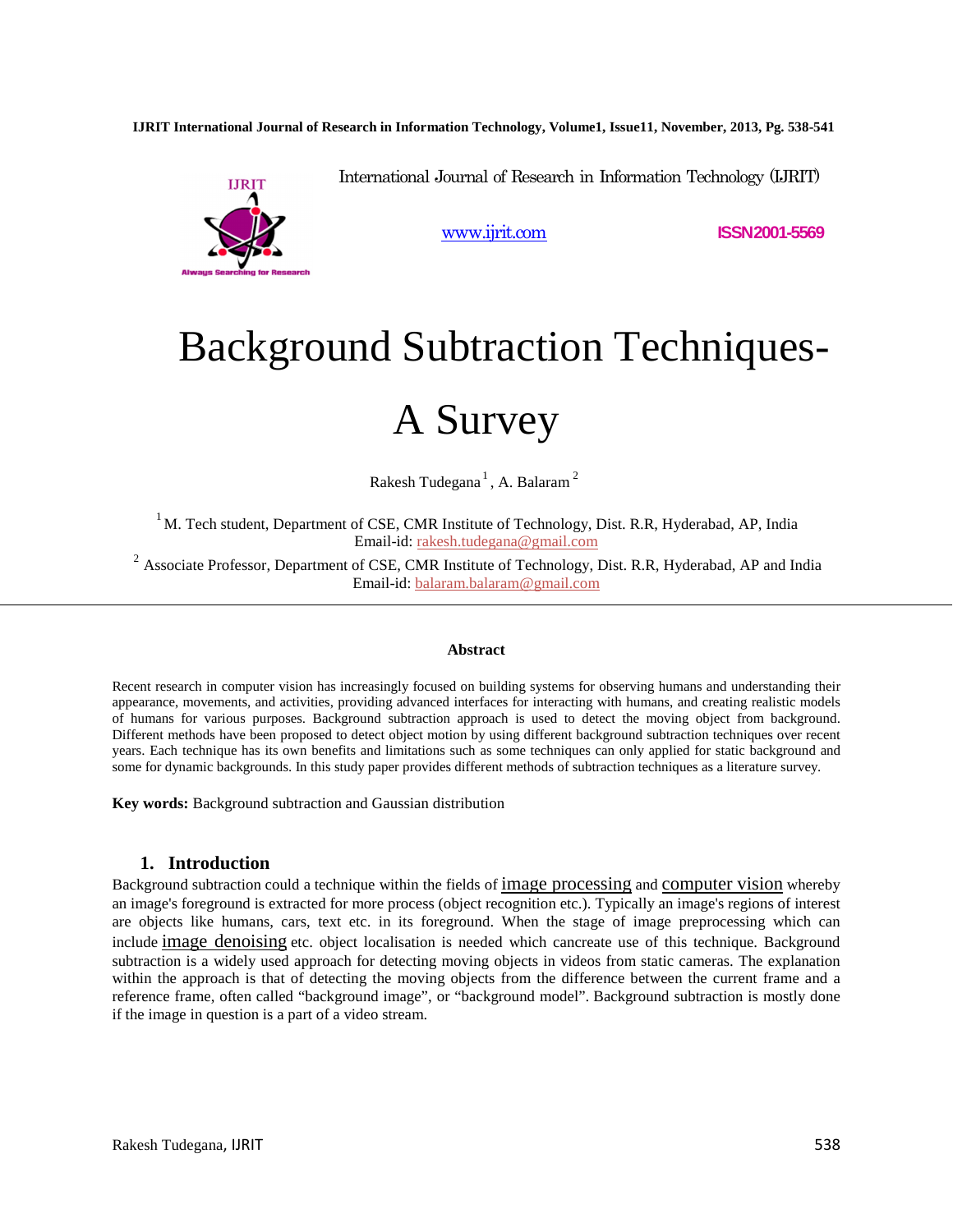International Journal of Research in Information Technology (IJRIT)

www.ijrit.com ISSN 2001-5569

# Background Subtraction Techniques- A Survey

Rakesh Tudegana [1], A. Balaram [2]

[1] M. Tech student, Department of CSE, CMR Institute of Technology, Dist. R.R, Hyderabad, AP, India
Email-id: rakesh.tudegana@gmail.com

[2] Associate Professor, Department of CSE, CMR Institute of Technology, Dist. R.R, Hyderabad, AP and India
Email-id: balaram.balaram@gmail.com

**Abstract**

Recent research in computer vision has increasingly focused on building systems for observing humans and understanding their appearance, movements, and activities, providing advanced interfaces for interacting with humans, and creating realistic models of humans for various purposes. Background subtraction approach is used to detect the moving object from background. Different methods have been proposed to detect object motion by using different background subtraction techniques over recent years. Each technique has its own benefits and limitations such as some techniques can only applied for static background and some for dynamic backgrounds. In this study paper provides different methods of subtraction techniques as a literature survey.

**Key words:** Background subtraction and Gaussian distribution

## 1. Introduction

Background subtraction could a technique within the fields of image processing and computer vision whereby an image's foreground is extracted for more process (object recognition etc.). Typically an image's regions of interest are objects like humans, cars, text etc. in its foreground. When the stage of image preprocessing which can include image denoising etc. object localisation is needed which cancreate use of this technique. Background subtraction is a widely used approach for detecting moving objects in videos from static cameras. The explanation within the approach is that of detecting the moving objects from the difference between the current frame and a reference frame, often called "background image", or "background model". Background subtraction is mostly done if the image in question is a part of a video stream.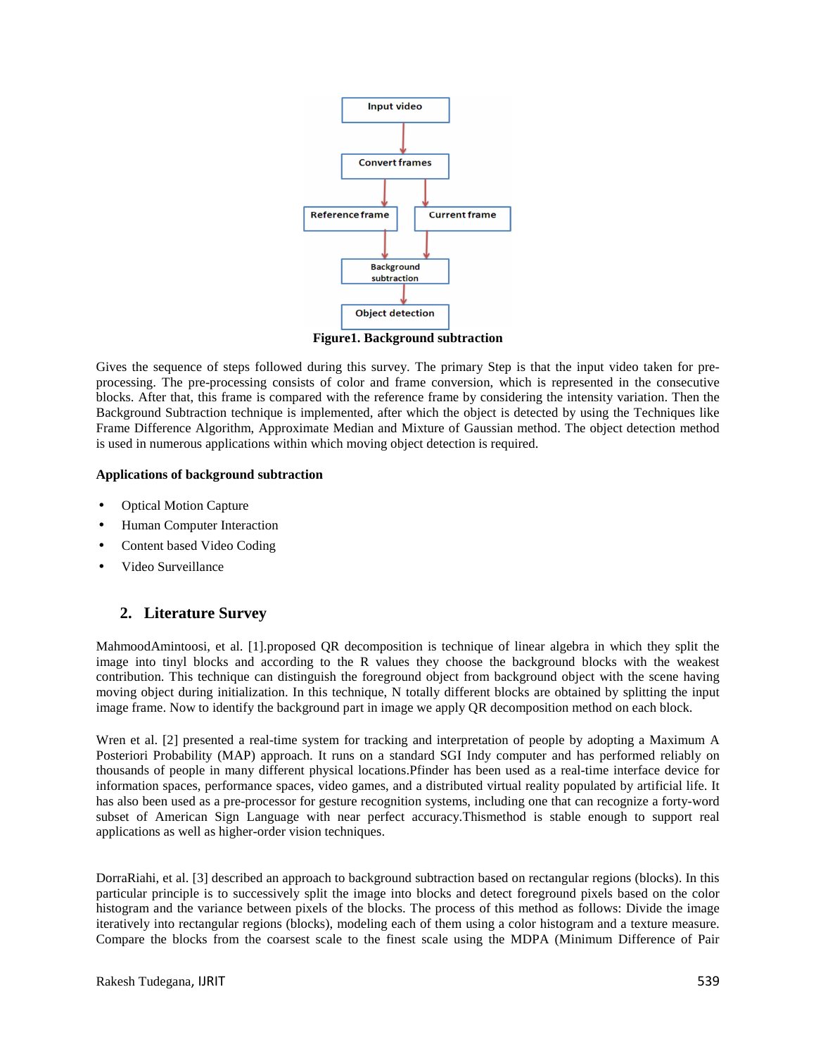**Figure1. Background subtraction**

Gives the sequence of steps followed during this survey. The primary Step is that the input video taken for pre-processing. The pre-processing consists of color and frame conversion, which is represented in the consecutive blocks. After that, this frame is compared with the reference frame by considering the intensity variation. Then the Background Subtraction technique is implemented, after which the object is detected by using the Techniques like Frame Difference Algorithm, Approximate Median and Mixture of Gaussian method. The object detection method is used in numerous applications within which moving object detection is required.

**Applications of background subtraction**

- Optical Motion Capture
- Human Computer Interaction
- Content based Video Coding
- Video Surveillance

## 2. Literature Survey

MahmoodAmintoosi, et al. [1].proposed QR decomposition is technique of linear algebra in which they split the image into tinyl blocks and according to the R values they choose the background blocks with the weakest contribution. This technique can distinguish the foreground object from background object with the scene having moving object during initialization. In this technique, N totally different blocks are obtained by splitting the input image frame. Now to identify the background part in image we apply QR decomposition method on each block.

Wren et al. [2] presented a real-time system for tracking and interpretation of people by adopting a Maximum A Posteriori Probability (MAP) approach. It runs on a standard SGI Indy computer and has performed reliably on thousands of people in many different physical locations.Pfinder has been used as a real-time interface device for information spaces, performance spaces, video games, and a distributed virtual reality populated by artificial life. It has also been used as a pre-processor for gesture recognition systems, including one that can recognize a forty-word subset of American Sign Language with near perfect accuracy.Thismethod is stable enough to support real applications as well as higher-order vision techniques.

DorraRiahi, et al. [3] described an approach to background subtraction based on rectangular regions (blocks). In this particular principle is to successively split the image into blocks and detect foreground pixels based on the color histogram and the variance between pixels of the blocks. The process of this method as follows: Divide the image iteratively into rectangular regions (blocks), modeling each of them using a color histogram and a texture measure. Compare the blocks from the coarsest scale to the finest scale using the MDPA (Minimum Difference of Pair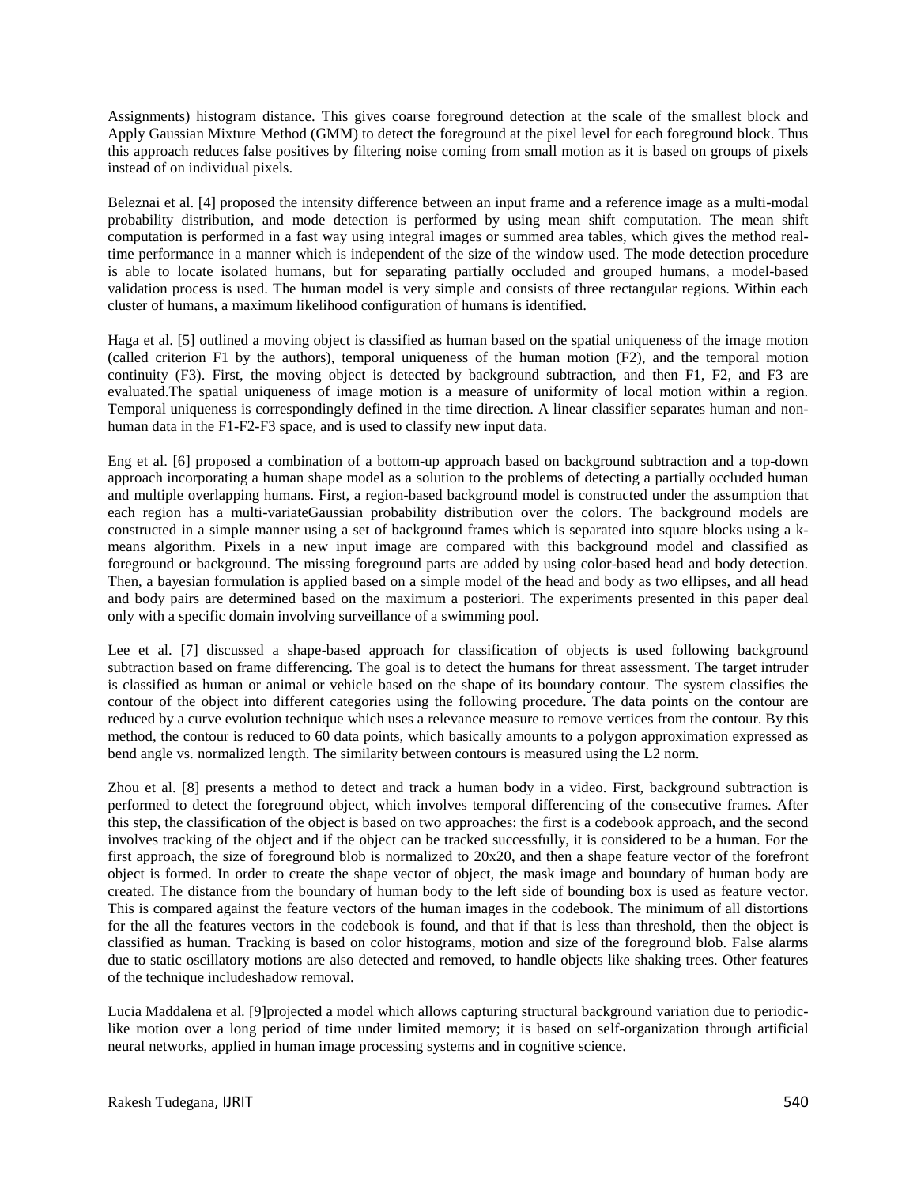Assignments) histogram distance. This gives coarse foreground detection at the scale of the smallest block and Apply Gaussian Mixture Method (GMM) to detect the foreground at the pixel level for each foreground block. Thus this approach reduces false positives by filtering noise coming from small motion as it is based on groups of pixels instead of on individual pixels.

Beleznai et al. [4] proposed the intensity difference between an input frame and a reference image as a multi-modal probability distribution, and mode detection is performed by using mean shift computation. The mean shift computation is performed in a fast way using integral images or summed area tables, which gives the method real-time performance in a manner which is independent of the size of the window used. The mode detection procedure is able to locate isolated humans, but for separating partially occluded and grouped humans, a model-based validation process is used. The human model is very simple and consists of three rectangular regions. Within each cluster of humans, a maximum likelihood configuration of humans is identified.

Haga et al. [5] outlined a moving object is classified as human based on the spatial uniqueness of the image motion (called criterion F1 by the authors), temporal uniqueness of the human motion (F2), and the temporal motion continuity (F3). First, the moving object is detected by background subtraction, and then F1, F2, and F3 are evaluated.The spatial uniqueness of image motion is a measure of uniformity of local motion within a region. Temporal uniqueness is correspondingly defined in the time direction. A linear classifier separates human and non-human data in the F1-F2-F3 space, and is used to classify new input data.

Eng et al. [6] proposed a combination of a bottom-up approach based on background subtraction and a top-down approach incorporating a human shape model as a solution to the problems of detecting a partially occluded human and multiple overlapping humans. First, a region-based background model is constructed under the assumption that each region has a multi-variateGaussian probability distribution over the colors. The background models are constructed in a simple manner using a set of background frames which is separated into square blocks using a k-means algorithm. Pixels in a new input image are compared with this background model and classified as foreground or background. The missing foreground parts are added by using color-based head and body detection. Then, a bayesian formulation is applied based on a simple model of the head and body as two ellipses, and all head and body pairs are determined based on the maximum a posteriori. The experiments presented in this paper deal only with a specific domain involving surveillance of a swimming pool.

Lee et al. [7] discussed a shape-based approach for classification of objects is used following background subtraction based on frame differencing. The goal is to detect the humans for threat assessment. The target intruder is classified as human or animal or vehicle based on the shape of its boundary contour. The system classifies the contour of the object into different categories using the following procedure. The data points on the contour are reduced by a curve evolution technique which uses a relevance measure to remove vertices from the contour. By this method, the contour is reduced to 60 data points, which basically amounts to a polygon approximation expressed as bend angle vs. normalized length. The similarity between contours is measured using the L2 norm.

Zhou et al. [8] presents a method to detect and track a human body in a video. First, background subtraction is performed to detect the foreground object, which involves temporal differencing of the consecutive frames. After this step, the classification of the object is based on two approaches: the first is a codebook approach, and the second involves tracking of the object and if the object can be tracked successfully, it is considered to be a human. For the first approach, the size of foreground blob is normalized to 20x20, and then a shape feature vector of the forefront object is formed. In order to create the shape vector of object, the mask image and boundary of human body are created. The distance from the boundary of human body to the left side of bounding box is used as feature vector. This is compared against the feature vectors of the human images in the codebook. The minimum of all distortions for the all the features vectors in the codebook is found, and that if that is less than threshold, then the object is classified as human. Tracking is based on color histograms, motion and size of the foreground blob. False alarms due to static oscillatory motions are also detected and removed, to handle objects like shaking trees. Other features of the technique includeshadow removal.

Lucia Maddalena et al. [9]projected a model which allows capturing structural background variation due to periodic-like motion over a long period of time under limited memory; it is based on self-organization through artificial neural networks, applied in human image processing systems and in cognitive science.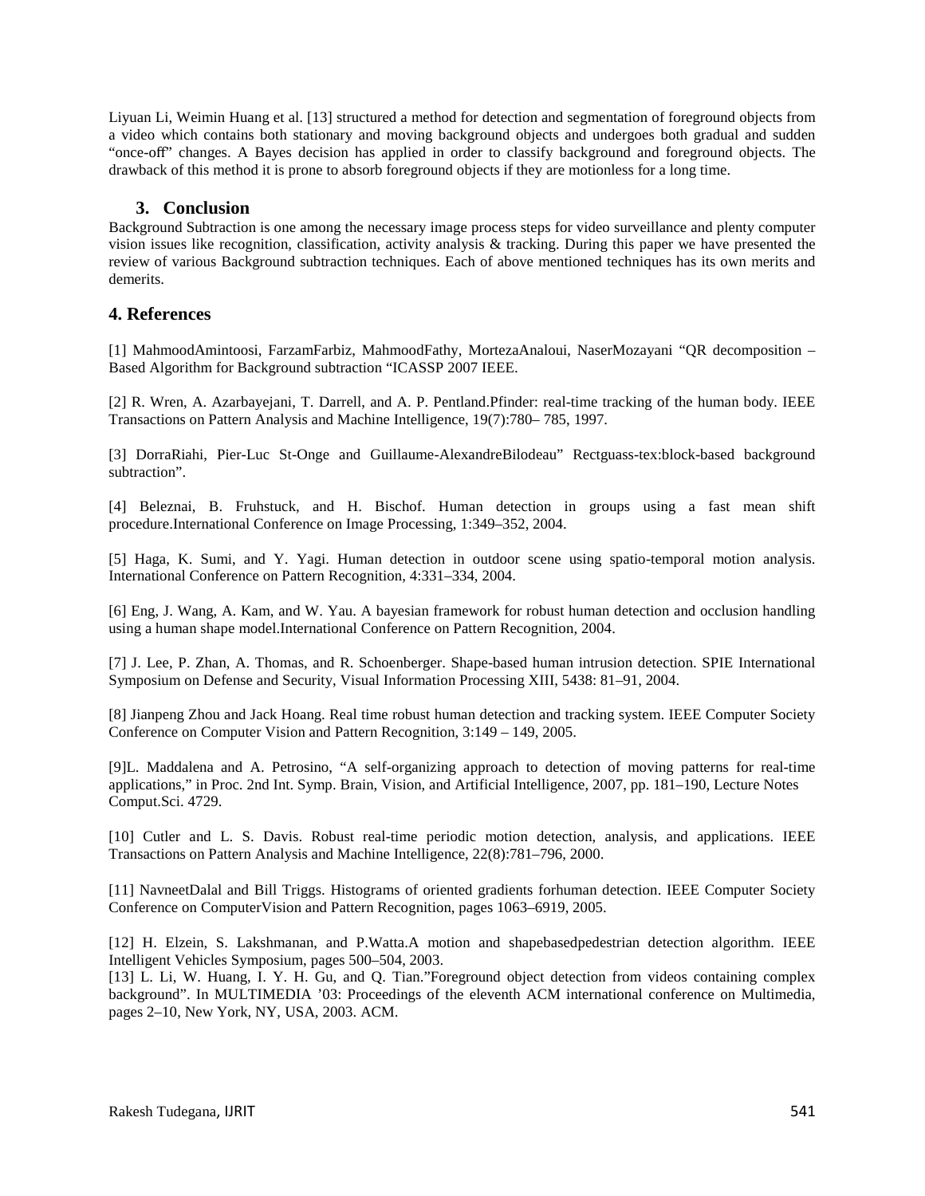Liyuan Li, Weimin Huang et al. [13] structured a method for detection and segmentation of foreground objects from a video which contains both stationary and moving background objects and undergoes both gradual and sudden "once-off" changes. A Bayes decision has applied in order to classify background and foreground objects. The drawback of this method it is prone to absorb foreground objects if they are motionless for a long time.

## 3. Conclusion

Background Subtraction is one among the necessary image process steps for video surveillance and plenty computer vision issues like recognition, classification, activity analysis & tracking. During this paper we have presented the review of various Background subtraction techniques. Each of above mentioned techniques has its own merits and demerits.

## 4. References

[1] MahmoodAmintoosi, FarzamFarbiz, MahmoodFathy, MortezaAnaloui, NaserMozayani "QR decomposition – Based Algorithm for Background subtraction "ICASSP 2007 IEEE.

[2] R. Wren, A. Azarbayejani, T. Darrell, and A. P. Pentland.Pfinder: real-time tracking of the human body. IEEE Transactions on Pattern Analysis and Machine Intelligence, 19(7):780– 785, 1997.

[3] DorraRiahi, Pier-Luc St-Onge and Guillaume-AlexandreBilodeau" Rectguass-tex:block-based background subtraction".

[4] Beleznai, B. Fruhstuck, and H. Bischof. Human detection in groups using a fast mean shift procedure.International Conference on Image Processing, 1:349–352, 2004.

[5] Haga, K. Sumi, and Y. Yagi. Human detection in outdoor scene using spatio-temporal motion analysis. International Conference on Pattern Recognition, 4:331–334, 2004.

[6] Eng, J. Wang, A. Kam, and W. Yau. A bayesian framework for robust human detection and occlusion handling using a human shape model.International Conference on Pattern Recognition, 2004.

[7] J. Lee, P. Zhan, A. Thomas, and R. Schoenberger. Shape-based human intrusion detection. SPIE International Symposium on Defense and Security, Visual Information Processing XIII, 5438: 81–91, 2004.

[8] Jianpeng Zhou and Jack Hoang. Real time robust human detection and tracking system. IEEE Computer Society Conference on Computer Vision and Pattern Recognition, 3:149 – 149, 2005.

[9]L. Maddalena and A. Petrosino, "A self-organizing approach to detection of moving patterns for real-time applications," in Proc. 2nd Int. Symp. Brain, Vision, and Artificial Intelligence, 2007, pp. 181–190, Lecture Notes Comput.Sci. 4729.

[10] Cutler and L. S. Davis. Robust real-time periodic motion detection, analysis, and applications. IEEE Transactions on Pattern Analysis and Machine Intelligence, 22(8):781–796, 2000.

[11] NavneetDalal and Bill Triggs. Histograms of oriented gradients forhuman detection. IEEE Computer Society Conference on ComputerVision and Pattern Recognition, pages 1063–6919, 2005.

[12] H. Elzein, S. Lakshmanan, and P.Watta.A motion and shapebasedpedestrian detection algorithm. IEEE Intelligent Vehicles Symposium, pages 500–504, 2003.

[13] L. Li, W. Huang, I. Y. H. Gu, and Q. Tian."Foreground object detection from videos containing complex background". In MULTIMEDIA '03: Proceedings of the eleventh ACM international conference on Multimedia, pages 2–10, New York, NY, USA, 2003. ACM.